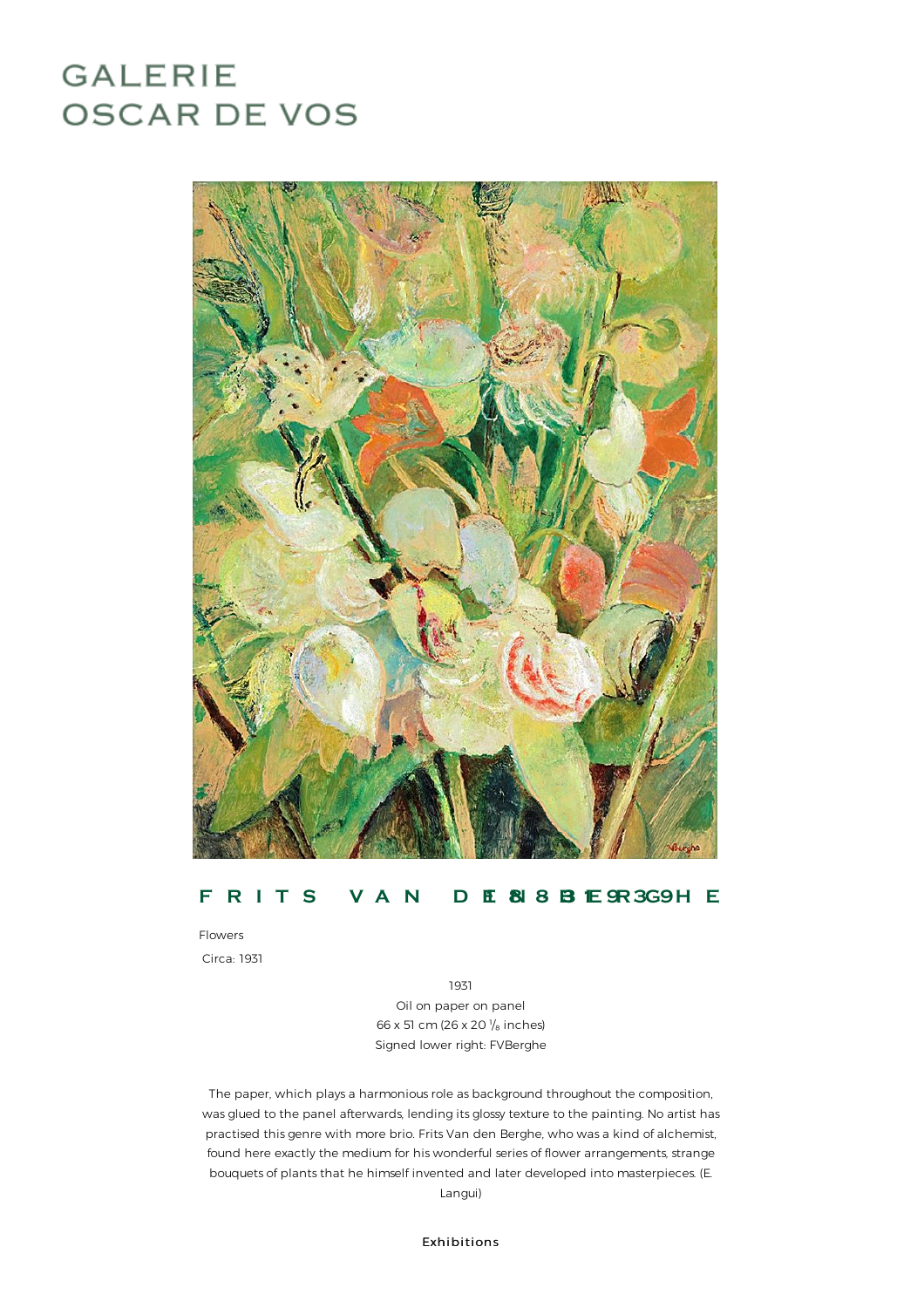# GALERIE OSCAR DE VOS

## FRITS VAN DEN BERGHE

Flowers

Circa: 1931

1931

Oil on paper on panel

66 x 51 cm (26 x 20 $^1/_8$ inches)

Signed lower right: FVBerghe

The paper, which plays a harmonious role as background throughout the composition, was glued to the panel afterwards, lending its glossy texture to the painting. No artist has practised this genre with more brio. Frits Van den Berghe, who was a kind of alchemist, found here exactly the medium for his wonderful series of flower arrangements, strange bouquets of plants that he himself invented and later developed into masterpieces. (E. Langui)

### Exhibitions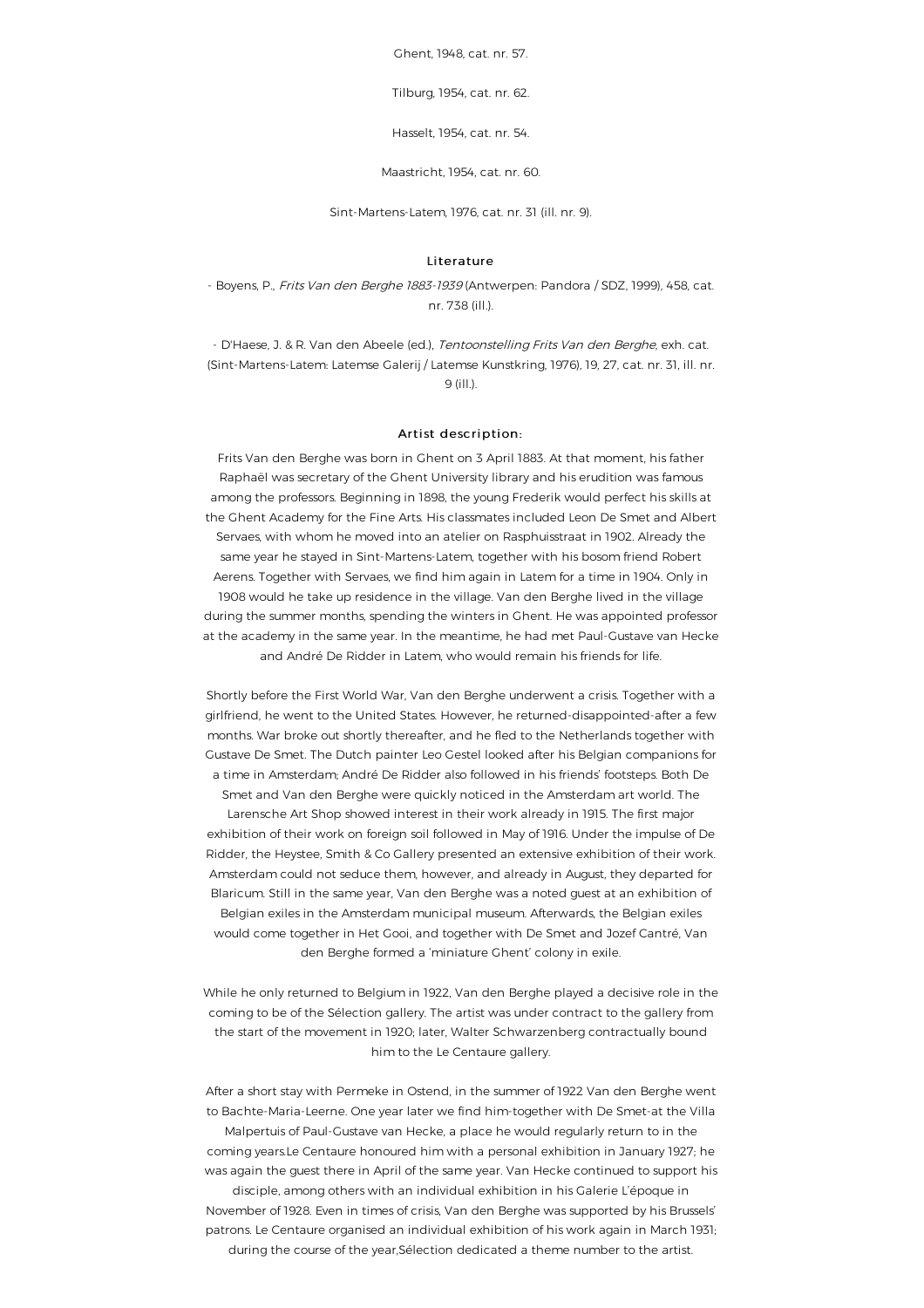Ghent, 1948, cat. nr. 57.

Tilburg, 1954, cat. nr. 62.

Hasselt, 1954, cat. nr. 54.

Maastricht, 1954, cat. nr. 60.

Sint-Martens-Latem, 1976, cat. nr. 31 (ill. nr. 9).

### Literature

- Boyens, P., *Frits Van den Berghe 1883-1939* (Antwerpen: Pandora / SDZ, 1999), 458, cat. nr. 738 (ill.).

- D'Haese, J. & R. Van den Abeele (ed.), *Tentoonstelling Frits Van den Berghe*, exh. cat. (Sint-Martens-Latem: Latemse Galerij / Latemse Kunstkring, 1976), 19, 27, cat. nr. 31, ill. nr. 9 (ill.).

### Artist description:

Frits Van den Berghe was born in Ghent on 3 April 1883. At that moment, his father Raphaël was secretary of the Ghent University library and his erudition was famous among the professors. Beginning in 1898, the young Frederik would perfect his skills at the Ghent Academy for the Fine Arts. His classmates included Leon De Smet and Albert Servaes, with whom he moved into an atelier on Rasphuisstraat in 1902. Already the same year he stayed in Sint-Martens-Latem, together with his bosom friend Robert Aerens. Together with Servaes, we find him again in Latem for a time in 1904. Only in 1908 would he take up residence in the village. Van den Berghe lived in the village during the summer months, spending the winters in Ghent. He was appointed professor at the academy in the same year. In the meantime, he had met Paul-Gustave van Hecke and André De Ridder in Latem, who would remain his friends for life.

Shortly before the First World War, Van den Berghe underwent a crisis. Together with a girlfriend, he went to the United States. However, he returned-disappointed-after a few months. War broke out shortly thereafter, and he fled to the Netherlands together with Gustave De Smet. The Dutch painter Leo Gestel looked after his Belgian companions for a time in Amsterdam; André De Ridder also followed in his friends' footsteps. Both De Smet and Van den Berghe were quickly noticed in the Amsterdam art world. The Larensche Art Shop showed interest in their work already in 1915. The first major exhibition of their work on foreign soil followed in May of 1916. Under the impulse of De Ridder, the Heystee, Smith & Co Gallery presented an extensive exhibition of their work. Amsterdam could not seduce them, however, and already in August, they departed for Blaricum. Still in the same year, Van den Berghe was a noted guest at an exhibition of Belgian exiles in the Amsterdam municipal museum. Afterwards, the Belgian exiles would come together in Het Gooi, and together with De Smet and Jozef Cantré, Van den Berghe formed a 'miniature Ghent' colony in exile.

While he only returned to Belgium in 1922, Van den Berghe played a decisive role in the coming to be of the Sélection gallery. The artist was under contract to the gallery from the start of the movement in 1920; later, Walter Schwarzenberg contractually bound him to the Le Centaure gallery.

After a short stay with Permeke in Ostend, in the summer of 1922 Van den Berghe went to Bachte-Maria-Leerne. One year later we find him-together with De Smet-at the Villa Malpertuis of Paul-Gustave van Hecke, a place he would regularly return to in the coming years.Le Centaure honoured him with a personal exhibition in January 1927; he was again the guest there in April of the same year. Van Hecke continued to support his disciple, among others with an individual exhibition in his Galerie L'époque in November of 1928. Even in times of crisis, Van den Berghe was supported by his Brussels' patrons. Le Centaure organised an individual exhibition of his work again in March 1931; during the course of the year,Sélection dedicated a theme number to the artist.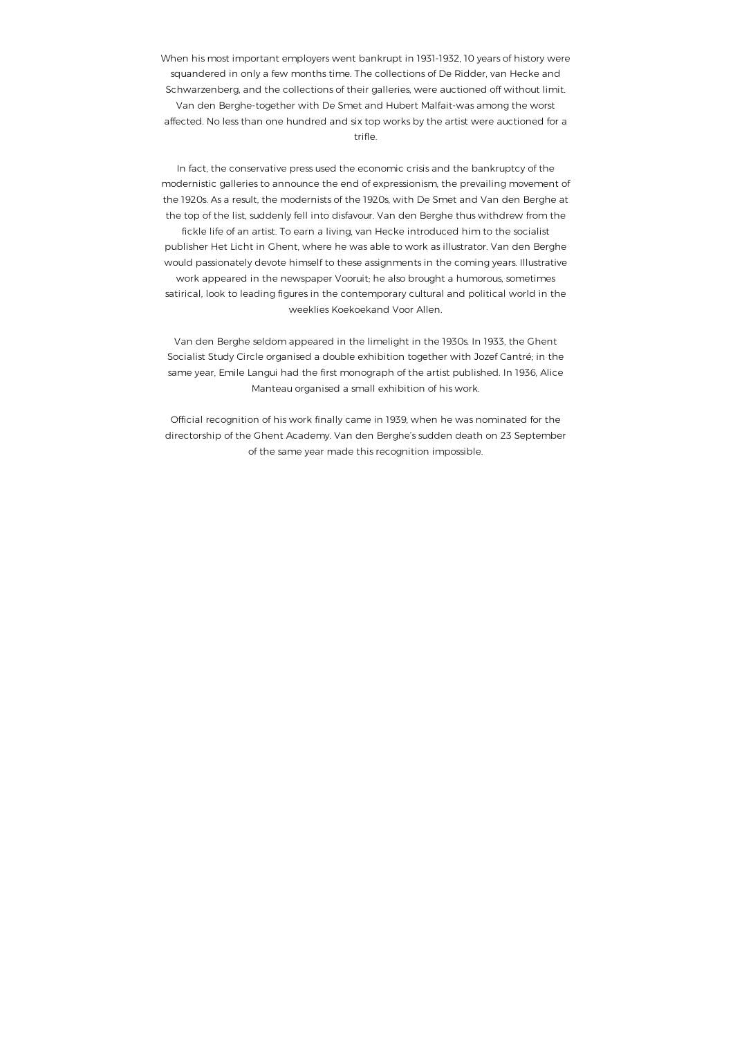When his most important employers went bankrupt in 1931-1932, 10 years of history were squandered in only a few months time. The collections of De Ridder, van Hecke and Schwarzenberg, and the collections of their galleries, were auctioned off without limit. Van den Berghe-together with De Smet and Hubert Malfait-was among the worst affected. No less than one hundred and six top works by the artist were auctioned for a trifle.

In fact, the conservative press used the economic crisis and the bankruptcy of the modernistic galleries to announce the end of expressionism, the prevailing movement of the 1920s. As a result, the modernists of the 1920s, with De Smet and Van den Berghe at the top of the list, suddenly fell into disfavour. Van den Berghe thus withdrew from the fickle life of an artist. To earn a living, van Hecke introduced him to the socialist publisher Het Licht in Ghent, where he was able to work as illustrator. Van den Berghe would passionately devote himself to these assignments in the coming years. Illustrative work appeared in the newspaper Vooruit; he also brought a humorous, sometimes satirical, look to leading figures in the contemporary cultural and political world in the weeklies Koekoekand Voor Allen.

Van den Berghe seldom appeared in the limelight in the 1930s. In 1933, the Ghent Socialist Study Circle organised a double exhibition together with Jozef Cantré; in the same year, Emile Langui had the first monograph of the artist published. In 1936, Alice Manteau organised a small exhibition of his work.

Official recognition of his work finally came in 1939, when he was nominated for the directorship of the Ghent Academy. Van den Berghe's sudden death on 23 September of the same year made this recognition impossible.